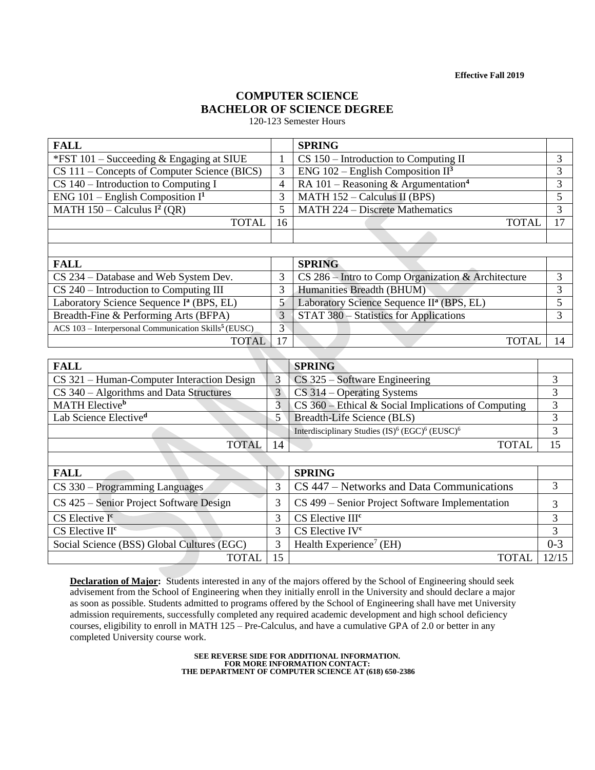**Effective Fall 2019**

# COMPUTER SCIENCE
## BACHELOR OF SCIENCE DEGREE

120-123 Semester Hours

| FALL | | SPRING | |
|---|---|---|---|
| *FST 101 – Succeeding & Engaging at SIUE | 1 | CS 150 – Introduction to Computing II | 3 |
| CS 111 – Concepts of Computer Science (BICS) | 3 | ENG 102 – English Composition II[3] | 3 |
| CS 140 – Introduction to Computing I | 4 | RA 101 – Reasoning & Argumentation[4] | 3 |
| ENG 101 – English Composition I[1] | 3 | MATH 152 – Calculus II (BPS) | 5 |
| MATH 150 – Calculus I[2] (QR) | 5 | MATH 224 – Discrete Mathematics | 3 |
| TOTAL | 16 | TOTAL | 17 |

| FALL | | SPRING | |
|---|---|---|---|
| CS 234 – Database and Web System Dev. | 3 | CS 286 – Intro to Comp Organization & Architecture | 3 |
| CS 240 – Introduction to Computing III | 3 | Humanities Breadth (BHUM) | 3 |
| Laboratory Science Sequence I[a] (BPS, EL) | 5 | Laboratory Science Sequence II[a] (BPS, EL) | 5 |
| Breadth-Fine & Performing Arts (BFPA) | 3 | STAT 380 – Statistics for Applications | 3 |
| ACS 103 – Interpersonal Communication Skills[5] (EUSC) | 3 | | |
| TOTAL | 17 | TOTAL | 14 |

| FALL | | SPRING | |
|---|---|---|---|
| CS 321 – Human-Computer Interaction Design | 3 | CS 325 – Software Engineering | 3 |
| CS 340 – Algorithms and Data Structures | 3 | CS 314 – Operating Systems | 3 |
| MATH Elective[b] | 3 | CS 360 – Ethical & Social Implications of Computing | 3 |
| Lab Science Elective[d] | 5 | Breadth-Life Science (BLS) | 3 |
| | | Interdisciplinary Studies (IS)[6] (EGC)[6] (EUSC)[6] | 3 |
| TOTAL | 14 | TOTAL | 15 |

| FALL | | SPRING | |
|---|---|---|---|
| CS 330 – Programming Languages | 3 | CS 447 – Networks and Data Communications | 3 |
| CS 425 – Senior Project Software Design | 3 | CS 499 – Senior Project Software Implementation | 3 |
| CS Elective I[c] | 3 | CS Elective III[c] | 3 |
| CS Elective II[c] | 3 | CS Elective IV[c] | 3 |
| Social Science (BSS) Global Cultures (EGC) | 3 | Health Experience[7] (EH) | 0-3 |
| TOTAL | 15 | TOTAL | 12/15 |

**Declaration of Major:** Students interested in any of the majors offered by the School of Engineering should seek advisement from the School of Engineering when they initially enroll in the University and should declare a major as soon as possible. Students admitted to programs offered by the School of Engineering shall have met University admission requirements, successfully completed any required academic development and high school deficiency courses, eligibility to enroll in MATH 125 – Pre-Calculus, and have a cumulative GPA of 2.0 or better in any completed University course work.

**SEE REVERSE SIDE FOR ADDITIONAL INFORMATION.**
**FOR MORE INFORMATION CONTACT:**
**THE DEPARTMENT OF COMPUTER SCIENCE AT (618) 650-2386**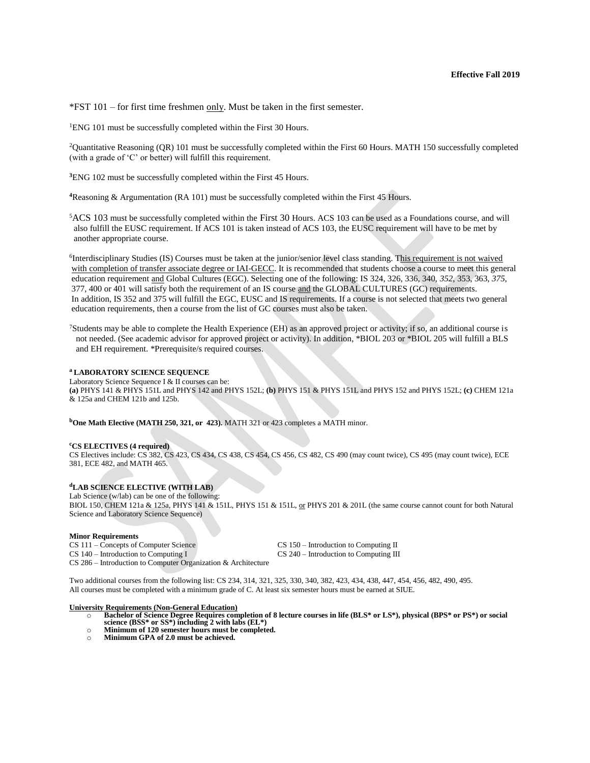**Effective Fall 2019**

*FST 101 – for first time freshmen only. Must be taken in the first semester.

[1]ENG 101 must be successfully completed within the First 30 Hours.

[2]Quantitative Reasoning (QR) 101 must be successfully completed within the First 60 Hours. MATH 150 successfully completed (with a grade of 'C' or better) will fulfill this requirement.

[3]ENG 102 must be successfully completed within the First 45 Hours.

[4]Reasoning & Argumentation (RA 101) must be successfully completed within the First 45 Hours.

[5]ACS 103 must be successfully completed within the First 30 Hours. ACS 103 can be used as a Foundations course, and will also fulfill the EUSC requirement. If ACS 101 is taken instead of ACS 103, the EUSC requirement will have to be met by another appropriate course.

[6]Interdisciplinary Studies (IS) Courses must be taken at the junior/senior level class standing. This requirement is not waived with completion of transfer associate degree or IAI-GECC. It is recommended that students choose a course to meet this general education requirement and Global Cultures (EGC). Selecting one of the following: IS 324, 326, 336, 340, *352*, 353, 363, *375*, 377, 400 or 401 will satisfy both the requirement of an IS course and the GLOBAL CULTURES (GC) requirements. In addition, IS 352 and 375 will fulfill the EGC, EUSC and IS requirements. If a course is not selected that meets two general education requirements, then a course from the list of GC courses must also be taken.

[7]Students may be able to complete the Health Experience (EH) as an approved project or activity; if so, an additional course is not needed. (See academic advisor for approved project or activity). In addition, *BIOL 203 or *BIOL 205 will fulfill a BLS and EH requirement. *Prerequisite/s required courses.

**[a] LABORATORY SCIENCE SEQUENCE**

Laboratory Science Sequence I & II courses can be:
**(a)** PHYS 141 & PHYS 151L and PHYS 142 and PHYS 152L; **(b)** PHYS 151 & PHYS 151L and PHYS 152 and PHYS 152L; **(c)** CHEM 121a & 125a and CHEM 121b and 125b.

**[b]One Math Elective (MATH 250, 321, or 423).** MATH 321 or 423 completes a MATH minor.

**[c]CS ELECTIVES (4 required)**

CS Electives include: CS 382, CS 423, CS 434, CS 438, CS 454, CS 456, CS 482, CS 490 (may count twice), CS 495 (may count twice), ECE 381, ECE 482, and MATH 465.

**[d]LAB SCIENCE ELECTIVE (WITH LAB)**

Lab Science (w/lab) can be one of the following:
BIOL 150, CHEM 121a & 125a, PHYS 141 & 151L, PHYS 151 & 151L, or PHYS 201 & 201L (the same course cannot count for both Natural Science and Laboratory Science Sequence)

**Minor Requirements**

CS 111 – Concepts of Computer Science
CS 140 – Introduction to Computing I
CS 286 – Introduction to Computer Organization & Architecture
CS 150 – Introduction to Computing II
CS 240 – Introduction to Computing III

Two additional courses from the following list: CS 234, 314, 321, 325, 330, 340, 382, 423, 434, 438, 447, 454, 456, 482, 490, 495.
All courses must be completed with a minimum grade of C. At least six semester hours must be earned at SIUE.

**University Requirements (Non-General Education)**

- **Bachelor of Science Degree Requires completion of 8 lecture courses in life (BLS* or LS*), physical (BPS* or PS*) or social science (BSS* or SS*) including 2 with labs (EL*)**
- **Minimum of 120 semester hours must be completed.**
- **Minimum GPA of 2.0 must be achieved.**